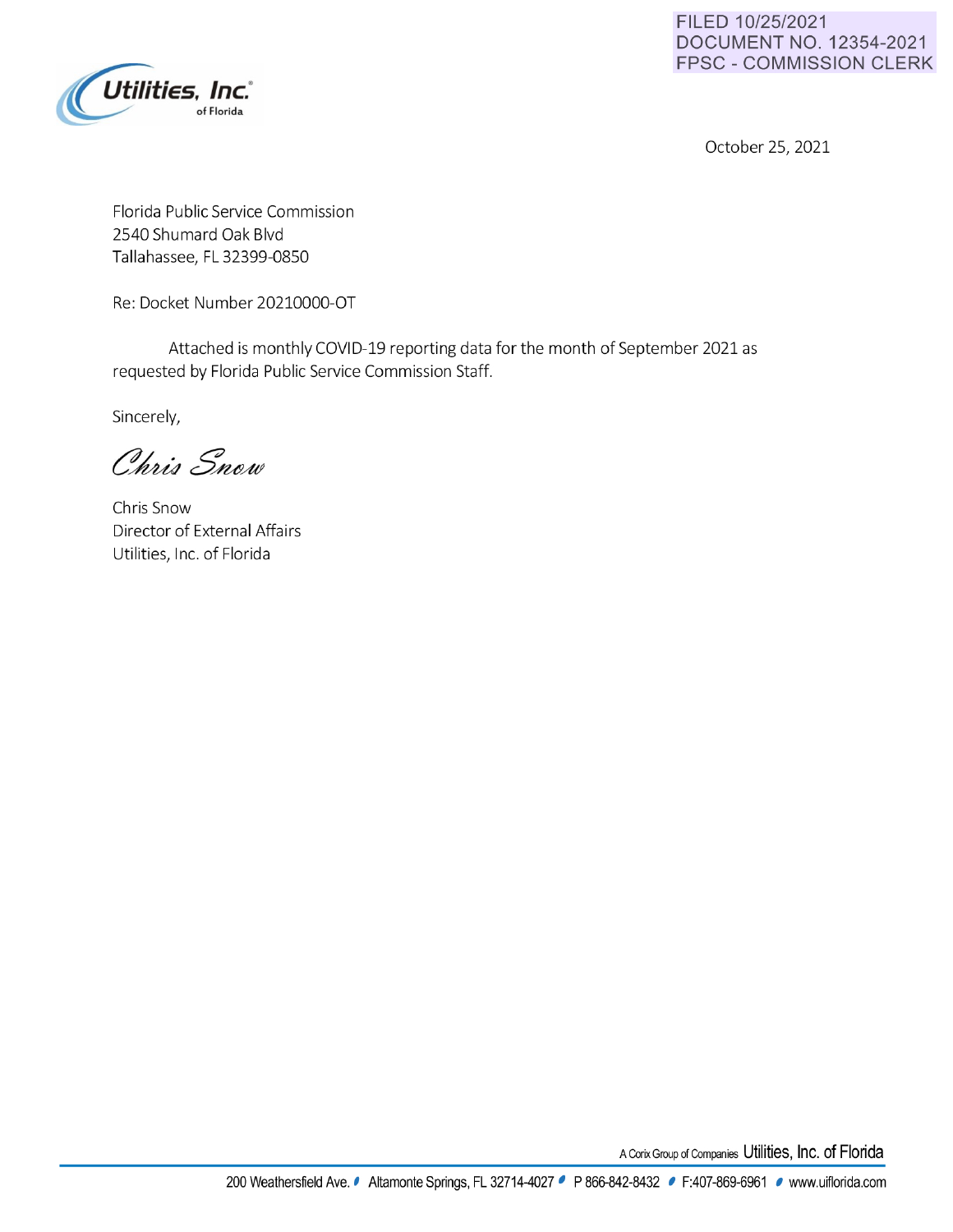FILED 10/25/2021
DOCUMENT NO. 12354-2021
FPSC - COMMISSION CLERK

Utilities, Inc. of Florida

October 25, 2021

Florida Public Service Commission
2540 Shumard Oak Blvd
Tallahassee, FL 32399-0850

Re: Docket Number 20210000-OT

Attached is monthly COVID-19 reporting data for the month of September 2021 as requested by Florida Public Service Commission Staff.

Sincerely,

*Chris Snow*

Chris Snow
Director of External Affairs
Utilities, Inc. of Florida

A Corix Group of Companies Utilities, Inc. of Florida

200 Weathersfield Ave. • Altamonte Springs, FL 32714-4027 • P 866-842-8432 • F:407-869-6961 • www.uiflorida.com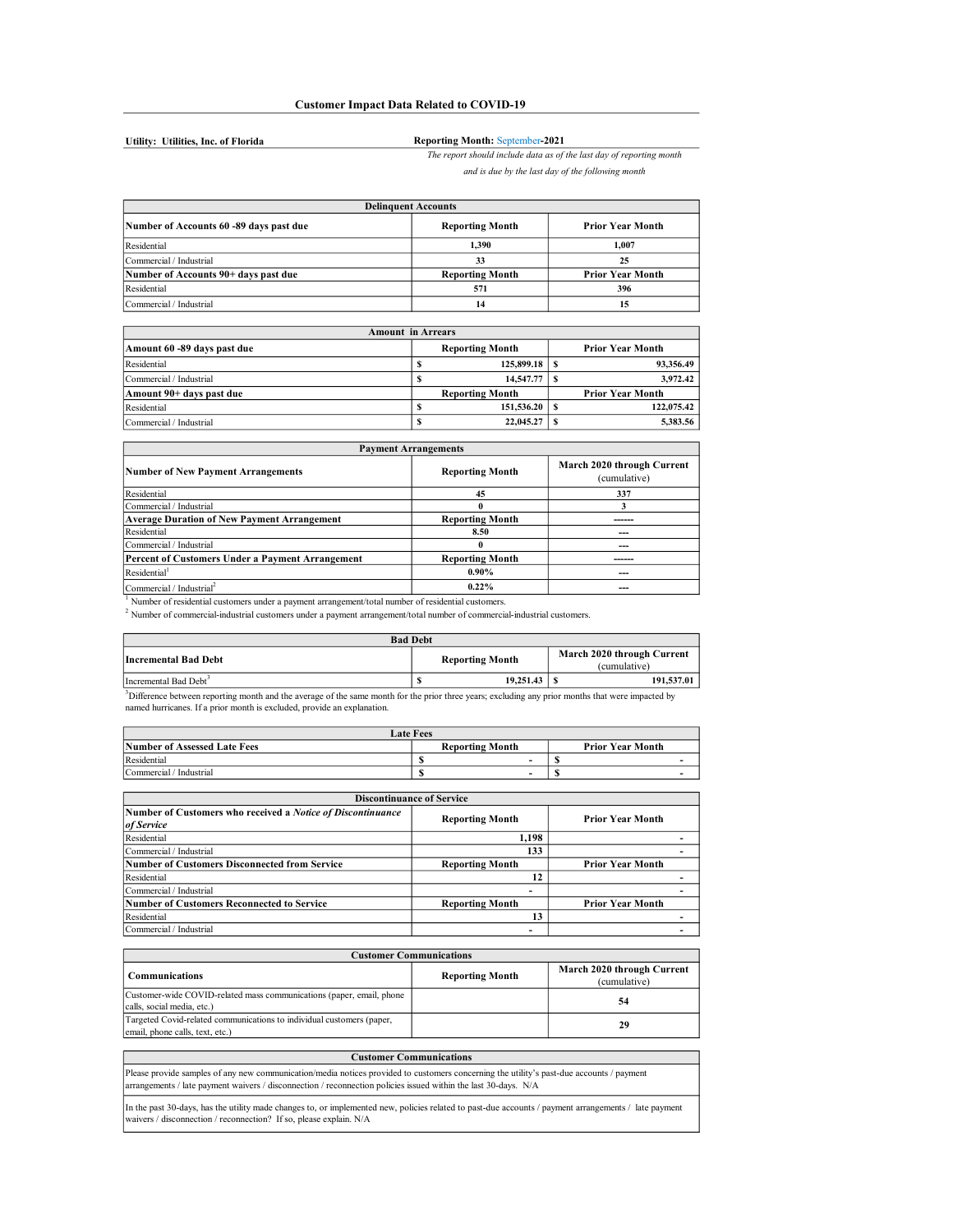## Customer Impact Data Related to COVID-19

**Utility: Utilities, Inc. of Florida**

**Reporting Month:** September-2021

*The report should include data as of the last day of reporting month and is due by the last day of the following month*

| Delinquent Accounts | | |
|---|---|---|
| **Number of Accounts 60 -89 days past due** | **Reporting Month** | **Prior Year Month** |
| Residential | 1,390 | 1,007 |
| Commercial / Industrial | 33 | 25 |
| **Number of Accounts 90+ days past due** | **Reporting Month** | **Prior Year Month** |
| Residential | 571 | 396 |
| Commercial / Industrial | 14 | 15 |

| Amount in Arrears | | |
|---|---|---|
| **Amount 60 -89 days past due** | **Reporting Month** | **Prior Year Month** |
| Residential | $ 125,899.18 | $ 93,356.49 |
| Commercial / Industrial | $ 14,547.77 | $ 3,972.42 |
| **Amount 90+ days past due** | **Reporting Month** | **Prior Year Month** |
| Residential | $ 151,536.20 | $ 122,075.42 |
| Commercial / Industrial | $ 22,045.27 | $ 5,383.56 |

| Payment Arrangements | | |
|---|---|---|
| **Number of New Payment Arrangements** | **Reporting Month** | **March 2020 through Current** (cumulative) |
| Residential | 45 | 337 |
| Commercial / Industrial | 0 | 3 |
| **Average Duration of New Payment Arrangement** | **Reporting Month** | ------ |
| Residential | 8.50 | --- |
| Commercial / Industrial | 0 | --- |
| **Percent of Customers Under a Payment Arrangement** | **Reporting Month** | ------ |
| Residential[1] | 0.90% | --- |
| Commercial / Industrial[2] | 0.22% | --- |

[1] Number of residential customers under a payment arrangement/total number of residential customers.

[2] Number of commercial-industrial customers under a payment arrangement/total number of commercial-industrial customers.

| Bad Debt | | |
|---|---|---|
| **Incremental Bad Debt** | **Reporting Month** | **March 2020 through Current** (cumulative) |
| Incremental Bad Debt[3] | $ 19,251.43 | $ 191,537.01 |

[3] Difference between reporting month and the average of the same month for the prior three years; excluding any prior months that were impacted by named hurricanes. If a prior month is excluded, provide an explanation.

| Late Fees | | |
|---|---|---|
| **Number of Assessed Late Fees** | **Reporting Month** | **Prior Year Month** |
| Residential | $ - | $ - |
| Commercial / Industrial | $ - | $ - |

| Discontinuance of Service | | |
|---|---|---|
| **Number of Customers who received a *Notice of Discontinuance of Service*** | **Reporting Month** | **Prior Year Month** |
| Residential | 1,198 | - |
| Commercial / Industrial | 133 | - |
| **Number of Customers Disconnected from Service** | **Reporting Month** | **Prior Year Month** |
| Residential | 12 | - |
| Commercial / Industrial | - | - |
| **Number of Customers Reconnected to Service** | **Reporting Month** | **Prior Year Month** |
| Residential | 13 | - |
| Commercial / Industrial | - | - |

| Customer Communications | | |
|---|---|---|
| **Communications** | **Reporting Month** | **March 2020 through Current** (cumulative) |
| Customer-wide COVID-related mass communications (paper, email, phone calls, social media, etc.) | | 54 |
| Targeted Covid-related communications to individual customers (paper, email, phone calls, text, etc.) | | 29 |

| Customer Communications |
|---|
| Please provide samples of any new communication/media notices provided to customers concerning the utility's past-due accounts / payment arrangements / late payment waivers / disconnection / reconnection policies issued within the last 30-days. N/A |
| In the past 30-days, has the utility made changes to, or implemented new, policies related to past-due accounts / payment arrangements / late payment waivers / disconnection / reconnection? If so, please explain. N/A |